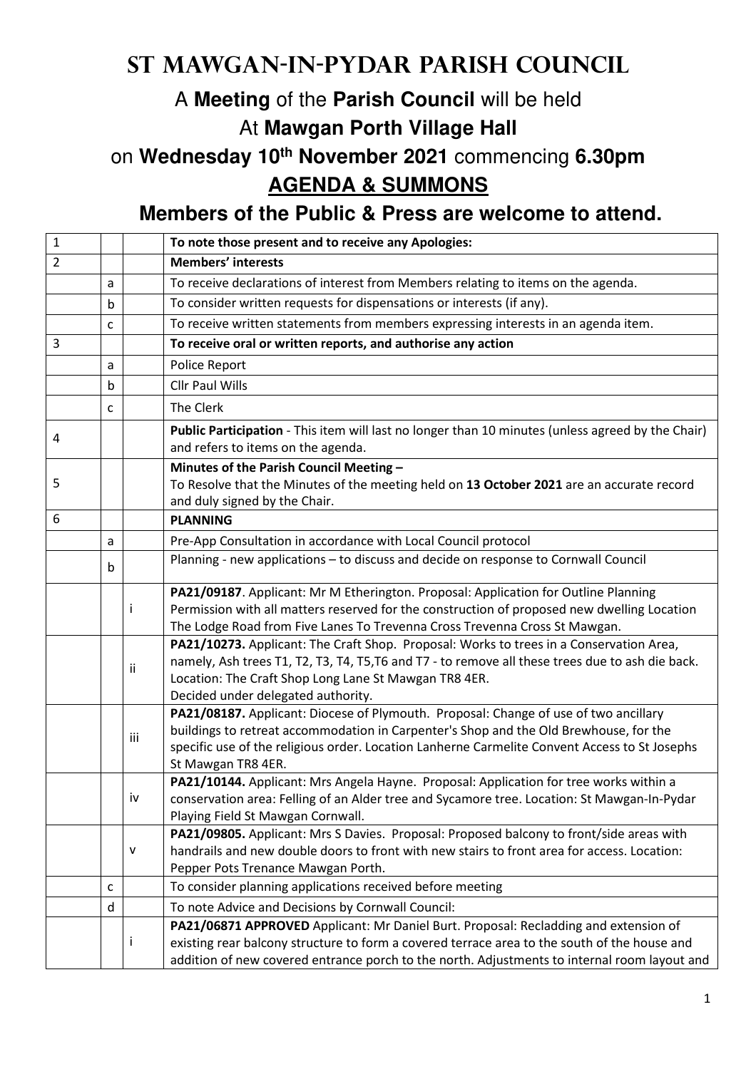# St Mawgan-in-Pydar Parish Council

## A **Meeting** of the **Parish Council** will be held

## At **Mawgan Porth Village Hall**

## on **Wednesday 10th November 2021** commencing **6.30pm**

## **AGENDA & SUMMONS**

### Members of the Public & Press are welcome to attend.

| | | | |
|---|---|---|---|
| 1 | | | **To note those present and to receive any Apologies:** |
| 2 | | | **Members' interests** |
| | a | | To receive declarations of interest from Members relating to items on the agenda. |
| | b | | To consider written requests for dispensations or interests (if any). |
| | c | | To receive written statements from members expressing interests in an agenda item. |
| 3 | | | **To receive oral or written reports, and authorise any action** |
| | a | | Police Report |
| | b | | Cllr Paul Wills |
| | c | | The Clerk |
| 4 | | | **Public Participation** - This item will last no longer than 10 minutes (unless agreed by the Chair) and refers to items on the agenda. |
| 5 | | | **Minutes of the Parish Council Meeting –** To Resolve that the Minutes of the meeting held on **13 October 2021** are an accurate record and duly signed by the Chair. |
| 6 | | | **PLANNING** |
| | a | | Pre-App Consultation in accordance with Local Council protocol |
| | b | | Planning - new applications – to discuss and decide on response to Cornwall Council |
| | | i | **PA21/09187**. Applicant: Mr M Etherington. Proposal: Application for Outline Planning Permission with all matters reserved for the construction of proposed new dwelling Location The Lodge Road from Five Lanes To Trevenna Cross Trevenna Cross St Mawgan. |
| | | ii | **PA21/10273.** Applicant: The Craft Shop. Proposal: Works to trees in a Conservation Area, namely, Ash trees T1, T2, T3, T4, T5,T6 and T7 - to remove all these trees due to ash die back. Location: The Craft Shop Long Lane St Mawgan TR8 4ER. Decided under delegated authority. |
| | | iii | **PA21/08187.** Applicant: Diocese of Plymouth. Proposal: Change of use of two ancillary buildings to retreat accommodation in Carpenter's Shop and the Old Brewhouse, for the specific use of the religious order. Location Lanherne Carmelite Convent Access to St Josephs St Mawgan TR8 4ER. |
| | | iv | **PA21/10144.** Applicant: Mrs Angela Hayne. Proposal: Application for tree works within a conservation area: Felling of an Alder tree and Sycamore tree. Location: St Mawgan-In-Pydar Playing Field St Mawgan Cornwall. |
| | | v | **PA21/09805.** Applicant: Mrs S Davies. Proposal: Proposed balcony to front/side areas with handrails and new double doors to front with new stairs to front area for access. Location: Pepper Pots Trenance Mawgan Porth. |
| | c | | To consider planning applications received before meeting |
| | d | | To note Advice and Decisions by Cornwall Council: |
| | | i | **PA21/06871 APPROVED** Applicant: Mr Daniel Burt. Proposal: Recladding and extension of existing rear balcony structure to form a covered terrace area to the south of the house and addition of new covered entrance porch to the north. Adjustments to internal room layout and |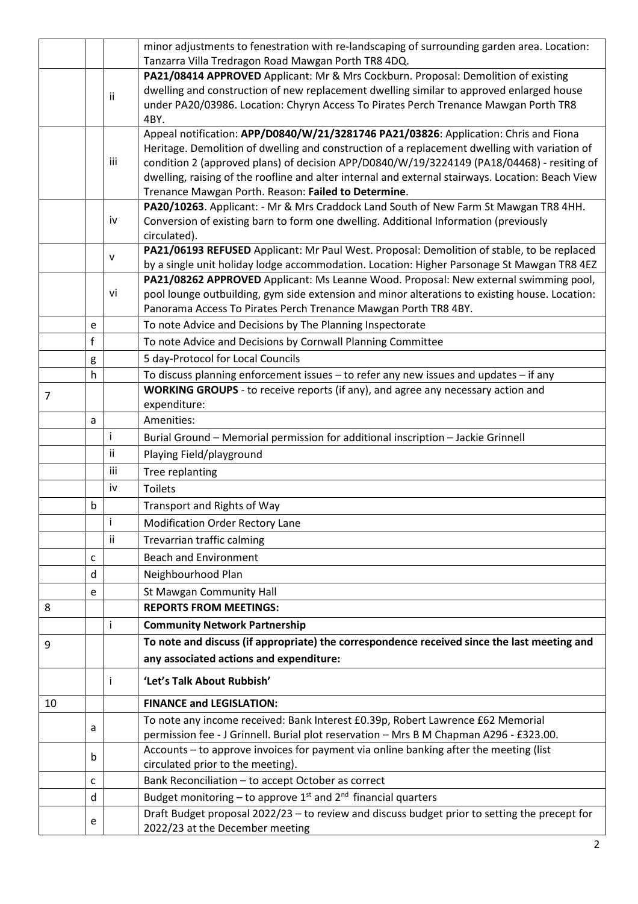| | | | |
|---|---|---|---|
| | | | minor adjustments to fenestration with re-landscaping of surrounding garden area. Location: Tanzarra Villa Tredragon Road Mawgan Porth TR8 4DQ. |
| | | ii | **PA21/08414 APPROVED** Applicant: Mr & Mrs Cockburn. Proposal: Demolition of existing dwelling and construction of new replacement dwelling similar to approved enlarged house under PA20/03986. Location: Chyryn Access To Pirates Perch Trenance Mawgan Porth TR8 4BY. |
| | | iii | Appeal notification: **APP/D0840/W/21/3281746 PA21/03826**: Application: Chris and Fiona Heritage. Demolition of dwelling and construction of a replacement dwelling with variation of condition 2 (approved plans) of decision APP/D0840/W/19/3224149 (PA18/04468) - resiting of dwelling, raising of the roofline and alter internal and external stairways. Location: Beach View Trenance Mawgan Porth. Reason: **Failed to Determine**. |
| | | iv | **PA20/10263**. Applicant: - Mr & Mrs Craddock Land South of New Farm St Mawgan TR8 4HH. Conversion of existing barn to form one dwelling. Additional Information (previously circulated). |
| | | v | **PA21/06193 REFUSED** Applicant: Mr Paul West. Proposal: Demolition of stable, to be replaced by a single unit holiday lodge accommodation. Location: Higher Parsonage St Mawgan TR8 4EZ |
| | | vi | **PA21/08262 APPROVED** Applicant: Ms Leanne Wood. Proposal: New external swimming pool, pool lounge outbuilding, gym side extension and minor alterations to existing house. Location: Panorama Access To Pirates Perch Trenance Mawgan Porth TR8 4BY. |
| | e | | To note Advice and Decisions by The Planning Inspectorate |
| | f | | To note Advice and Decisions by Cornwall Planning Committee |
| | g | | 5 day-Protocol for Local Councils |
| | h | | To discuss planning enforcement issues – to refer any new issues and updates – if any |
| 7 | | | **WORKING GROUPS** - to receive reports (if any), and agree any necessary action and expenditure: |
| | a | | Amenities: |
| | | i | Burial Ground – Memorial permission for additional inscription – Jackie Grinnell |
| | | ii | Playing Field/playground |
| | | iii | Tree replanting |
| | | iv | Toilets |
| | b | | Transport and Rights of Way |
| | | i | Modification Order Rectory Lane |
| | | ii | Trevarrian traffic calming |
| | c | | Beach and Environment |
| | d | | Neighbourhood Plan |
| | e | | St Mawgan Community Hall |
| 8 | | | **REPORTS FROM MEETINGS:** |
| | | i | **Community Network Partnership** |
| 9 | | | **To note and discuss (if appropriate) the correspondence received since the last meeting and any associated actions and expenditure:** |
| | | i | **'Let's Talk About Rubbish'** |
| 10 | | | **FINANCE and LEGISLATION:** |
| | a | | To note any income received: Bank Interest £0.39p, Robert Lawrence £62 Memorial permission fee - J Grinnell. Burial plot reservation – Mrs B M Chapman A296 - £323.00. |
| | b | | Accounts – to approve invoices for payment via online banking after the meeting (list circulated prior to the meeting). |
| | c | | Bank Reconciliation – to accept October as correct |
| | d | | Budget monitoring – to approve 1st and 2nd financial quarters |
| | e | | Draft Budget proposal 2022/23 – to review and discuss budget prior to setting the precept for 2022/23 at the December meeting |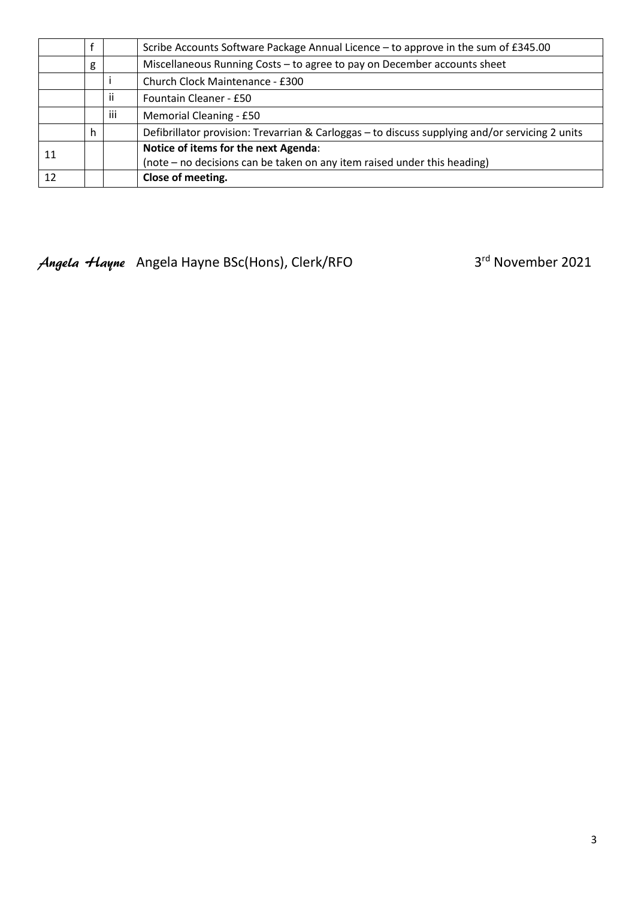| | | | |
|---|---|---|---|
| | f | | Scribe Accounts Software Package Annual Licence – to approve in the sum of £345.00 |
| | g | | Miscellaneous Running Costs – to agree to pay on December accounts sheet |
| | | i | Church Clock Maintenance - £300 |
| | | ii | Fountain Cleaner - £50 |
| | | iii | Memorial Cleaning - £50 |
| | h | | Defibrillator provision: Trevarrian & Carloggas – to discuss supplying and/or servicing 2 units |
| 11 | | | **Notice of items for the next Agenda**:<br>(note – no decisions can be taken on any item raised under this heading) |
| 12 | | | **Close of meeting.** |

*Angela Hayne* Angela Hayne BSc(Hons), Clerk/RFO 3rd November 2021